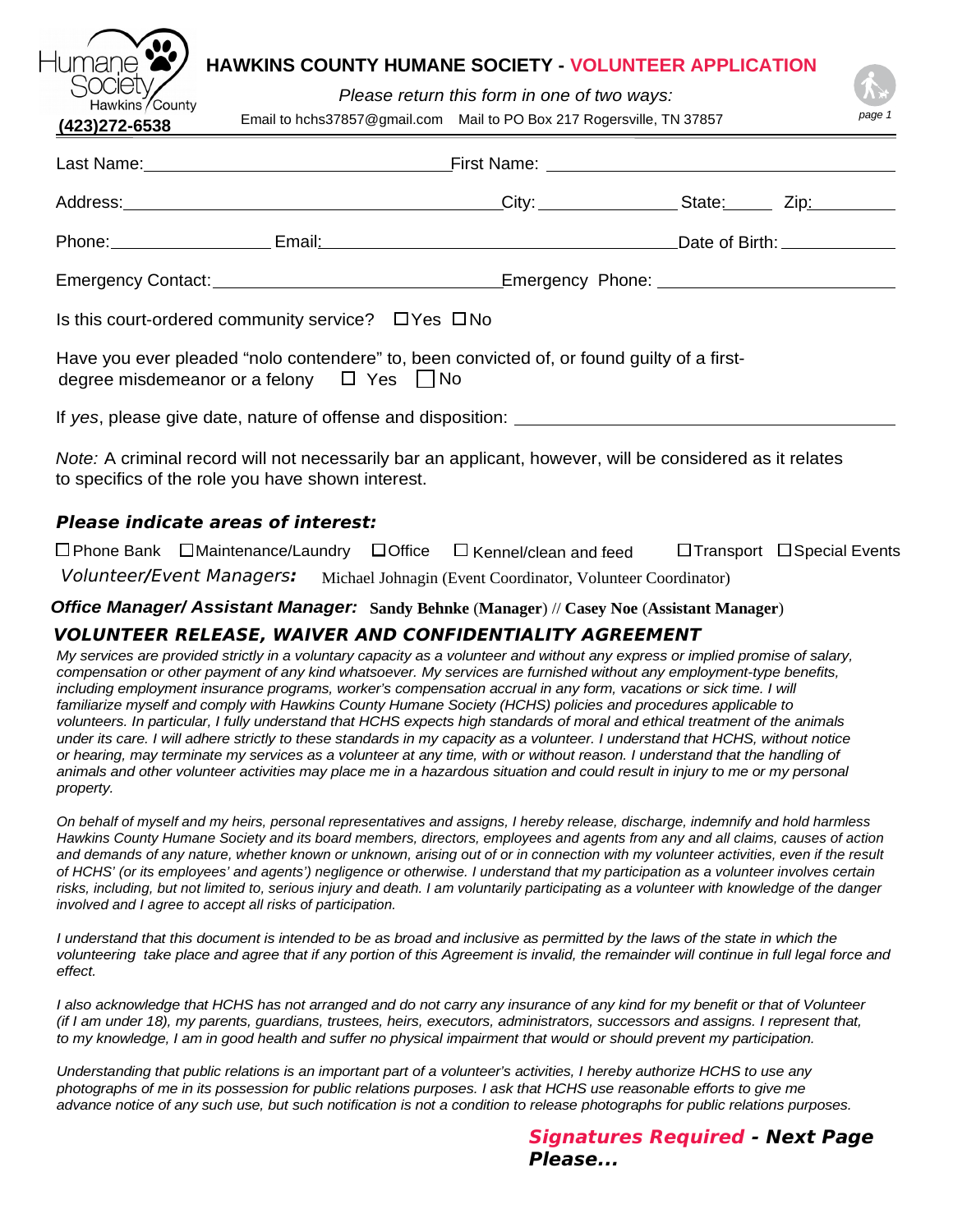Humane Society Hawkins County

(423)272-6538

# HAWKINS COUNTY HUMANE SOCIETY - VOLUNTEER APPLICATION

*Please return this form in one of two ways:*

Email to hchs37857@gmail.com    Mail to PO Box 217 Rogersville, TN 37857

*page 1*

Last Name: ______________________ First Name: ______________________

Address: ______________________ City: __________ State: _____ Zip: ________

Phone: __________ Email: ______________________ Date of Birth: __________

Emergency Contact: ______________________ Emergency Phone: ______________________

Is this court-ordered community service? ☐Yes ☐No

Have you ever pleaded “nolo contendere” to, been convicted of, or found guilty of a first-degree misdemeanor or a felony ☐ Yes ☐ No

If *yes*, please give date, nature of offense and disposition: ______________________

*Note:* A criminal record will not necessarily bar an applicant, however, will be considered as it relates to specifics of the role you have shown interest.

***Please indicate areas of interest:***

☐ Phone Bank ☐ Maintenance/Laundry ☐ Office ☐ Kennel/clean and feed ☐ Transport ☐ Special Events

*Volunteer/Event Managers:* Michael Johnagin (Event Coordinator, Volunteer Coordinator)

***Office Manager/ Assistant Manager:*** **Sandy Behnke** (**Manager**) // **Casey Noe** (**Assistant Manager**)

## *VOLUNTEER RELEASE, WAIVER AND CONFIDENTIALITY AGREEMENT*

*My services are provided strictly in a voluntary capacity as a volunteer and without any express or implied promise of salary, compensation or other payment of any kind whatsoever. My services are furnished without any employment-type benefits, including employment insurance programs, worker’s compensation accrual in any form, vacations or sick time. I will familiarize myself and comply with Hawkins County Humane Society (HCHS) policies and procedures applicable to volunteers. In particular, I fully understand that HCHS expects high standards of moral and ethical treatment of the animals under its care. I will adhere strictly to these standards in my capacity as a volunteer. I understand that HCHS, without notice or hearing, may terminate my services as a volunteer at any time, with or without reason. I understand that the handling of animals and other volunteer activities may place me in a hazardous situation and could result in injury to me or my personal property.*

*On behalf of myself and my heirs, personal representatives and assigns, I hereby release, discharge, indemnify and hold harmless Hawkins County Humane Society and its board members, directors, employees and agents from any and all claims, causes of action and demands of any nature, whether known or unknown, arising out of or in connection with my volunteer activities, even if the result of HCHS’ (or its employees’ and agents’) negligence or otherwise. I understand that my participation as a volunteer involves certain risks, including, but not limited to, serious injury and death. I am voluntarily participating as a volunteer with knowledge of the danger involved and I agree to accept all risks of participation.*

*I understand that this document is intended to be as broad and inclusive as permitted by the laws of the state in which the volunteering take place and agree that if any portion of this Agreement is invalid, the remainder will continue in full legal force and effect.*

*I also acknowledge that HCHS has not arranged and do not carry any insurance of any kind for my benefit or that of Volunteer (if I am under 18), my parents, guardians, trustees, heirs, executors, administrators, successors and assigns. I represent that, to my knowledge, I am in good health and suffer no physical impairment that would or should prevent my participation.*

*Understanding that public relations is an important part of a volunteer’s activities, I hereby authorize HCHS to use any photographs of me in its possession for public relations purposes. I ask that HCHS use reasonable efforts to give me advance notice of any such use, but such notification is not a condition to release photographs for public relations purposes.*

***Signatures Required - Next Page Please...***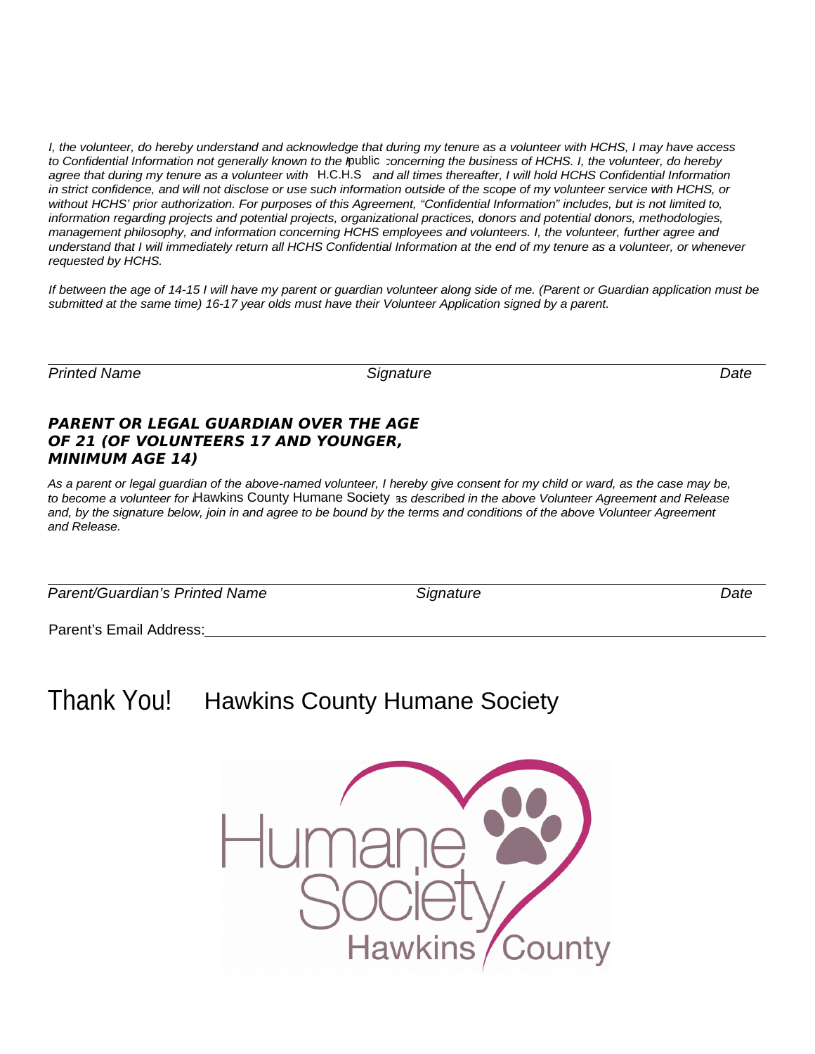*I, the volunteer, do hereby understand and acknowledge that during my tenure as a volunteer with HCHS, I may have access to Confidential Information not generally known to the* public *concerning the business of HCHS. I, the volunteer, do hereby agree that during my tenure as a volunteer with* H.C.H.S *and all times thereafter, I will hold HCHS Confidential Information in strict confidence, and will not disclose or use such information outside of the scope of my volunteer service with HCHS, or without HCHS' prior authorization. For purposes of this Agreement, "Confidential Information" includes, but is not limited to, information regarding projects and potential projects, organizational practices, donors and potential donors, methodologies, management philosophy, and information concerning HCHS employees and volunteers. I, the volunteer, further agree and understand that I will immediately return all HCHS Confidential Information at the end of my tenure as a volunteer, or whenever requested by HCHS.*

*If between the age of 14-15 I will have my parent or guardian volunteer along side of me. (Parent or Guardian application must be submitted at the same time) 16-17 year olds must have their Volunteer Application signed by a parent.*

*Printed Name* *Signature* *Date*

### ***PARENT OR LEGAL GUARDIAN OVER THE AGE OF 21 (OF VOLUNTEERS 17 AND YOUNGER, MINIMUM AGE 14)***

*As a parent or legal guardian of the above-named volunteer, I hereby give consent for my child or ward, as the case may be, to become a volunteer for* Hawkins County Humane Society *as described in the above Volunteer Agreement and Release and, by the signature below, join in and agree to be bound by the terms and conditions of the above Volunteer Agreement and Release.*

*Parent/Guardian's Printed Name* *Signature* *Date*

Parent's Email Address: ______________________

# Thank You! Hawkins County Humane Society

Humane Society Hawkins County